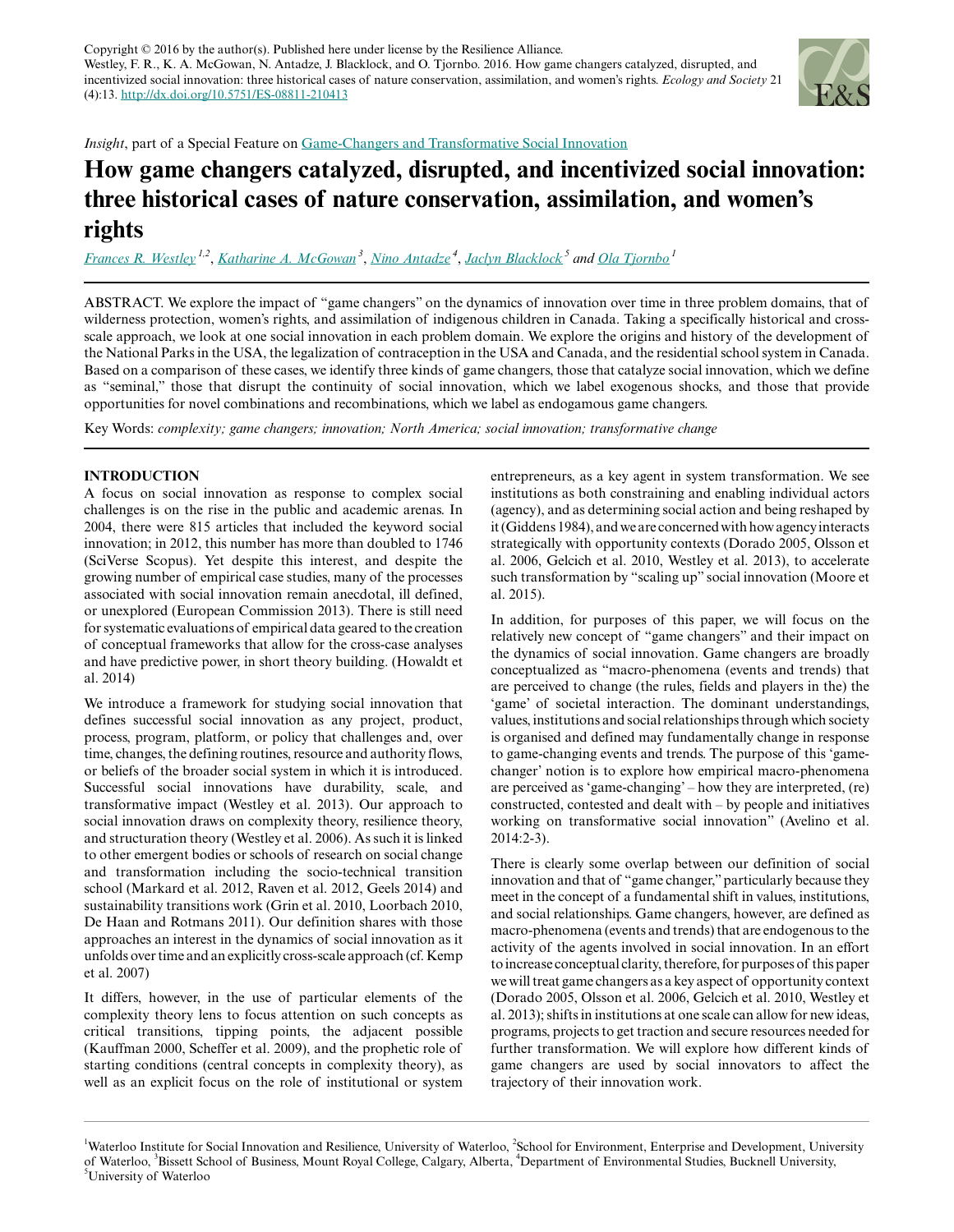Copyright © 2016 by the author(s). Published here under license by the Resilience Alliance.
Westley, F. R., K. A. McGowan, N. Antadze, J. Blacklock, and O. Tjornbo. 2016. How game changers catalyzed, disrupted, and incentivized social innovation: three historical cases of nature conservation, assimilation, and women's rights. *Ecology and Society* 21 (4):13. http://dx.doi.org/10.5751/ES-08811-210413

*Insight*, part of a Special Feature on Game-Changers and Transformative Social Innovation

# How game changers catalyzed, disrupted, and incentivized social innovation: three historical cases of nature conservation, assimilation, and women's rights

*Frances R. Westley*[1,2], *Katharine A. McGowan*[3], *Nino Antadze*[4], *Jaclyn Blacklock*[5] and *Ola Tjornbo*[1]

ABSTRACT. We explore the impact of "game changers" on the dynamics of innovation over time in three problem domains, that of wilderness protection, women's rights, and assimilation of indigenous children in Canada. Taking a specifically historical and cross-scale approach, we look at one social innovation in each problem domain. We explore the origins and history of the development of the National Parks in the USA, the legalization of contraception in the USA and Canada, and the residential school system in Canada. Based on a comparison of these cases, we identify three kinds of game changers, those that catalyze social innovation, which we define as "seminal," those that disrupt the continuity of social innovation, which we label exogenous shocks, and those that provide opportunities for novel combinations and recombinations, which we label as endogamous game changers.

Key Words: *complexity; game changers; innovation; North America; social innovation; transformative change*

## INTRODUCTION

A focus on social innovation as response to complex social challenges is on the rise in the public and academic arenas. In 2004, there were 815 articles that included the keyword social innovation; in 2012, this number has more than doubled to 1746 (SciVerse Scopus). Yet despite this interest, and despite the growing number of empirical case studies, many of the processes associated with social innovation remain anecdotal, ill defined, or unexplored (European Commission 2013). There is still need for systematic evaluations of empirical data geared to the creation of conceptual frameworks that allow for the cross-case analyses and have predictive power, in short theory building. (Howaldt et al. 2014)

We introduce a framework for studying social innovation that defines successful social innovation as any project, product, process, program, platform, or policy that challenges and, over time, changes, the defining routines, resource and authority flows, or beliefs of the broader social system in which it is introduced. Successful social innovations have durability, scale, and transformative impact (Westley et al. 2013). Our approach to social innovation draws on complexity theory, resilience theory, and structuration theory (Westley et al. 2006). As such it is linked to other emergent bodies or schools of research on social change and transformation including the socio-technical transition school (Markard et al. 2012, Raven et al. 2012, Geels 2014) and sustainability transitions work (Grin et al. 2010, Loorbach 2010, De Haan and Rotmans 2011). Our definition shares with those approaches an interest in the dynamics of social innovation as it unfolds over time and an explicitly cross-scale approach (cf. Kemp et al. 2007)

It differs, however, in the use of particular elements of the complexity theory lens to focus attention on such concepts as critical transitions, tipping points, the adjacent possible (Kauffman 2000, Scheffer et al. 2009), and the prophetic role of starting conditions (central concepts in complexity theory), as well as an explicit focus on the role of institutional or system entrepreneurs, as a key agent in system transformation. We see institutions as both constraining and enabling individual actors (agency), and as determining social action and being reshaped by it (Giddens 1984), and we are concerned with how agency interacts strategically with opportunity contexts (Dorado 2005, Olsson et al. 2006, Gelcich et al. 2010, Westley et al. 2013), to accelerate such transformation by "scaling up" social innovation (Moore et al. 2015).

In addition, for purposes of this paper, we will focus on the relatively new concept of "game changers" and their impact on the dynamics of social innovation. Game changers are broadly conceptualized as "macro-phenomena (events and trends) that are perceived to change (the rules, fields and players in the) the 'game' of societal interaction. The dominant understandings, values, institutions and social relationships through which society is organised and defined may fundamentally change in response to game-changing events and trends. The purpose of this 'game-changer' notion is to explore how empirical macro-phenomena are perceived as 'game-changing' – how they are interpreted, (re) constructed, contested and dealt with – by people and initiatives working on transformative social innovation" (Avelino et al. 2014:2-3).

There is clearly some overlap between our definition of social innovation and that of "game changer," particularly because they meet in the concept of a fundamental shift in values, institutions, and social relationships. Game changers, however, are defined as macro-phenomena (events and trends) that are endogenous to the activity of the agents involved in social innovation. In an effort to increase conceptual clarity, therefore, for purposes of this paper we will treat game changers as a key aspect of opportunity context (Dorado 2005, Olsson et al. 2006, Gelcich et al. 2010, Westley et al. 2013); shifts in institutions at one scale can allow for new ideas, programs, projects to get traction and secure resources needed for further transformation. We will explore how different kinds of game changers are used by social innovators to affect the trajectory of their innovation work.

[1]Waterloo Institute for Social Innovation and Resilience, University of Waterloo, [2]School for Environment, Enterprise and Development, University of Waterloo, [3]Bissett School of Business, Mount Royal College, Calgary, Alberta, [4]Department of Environmental Studies, Bucknell University, [5]University of Waterloo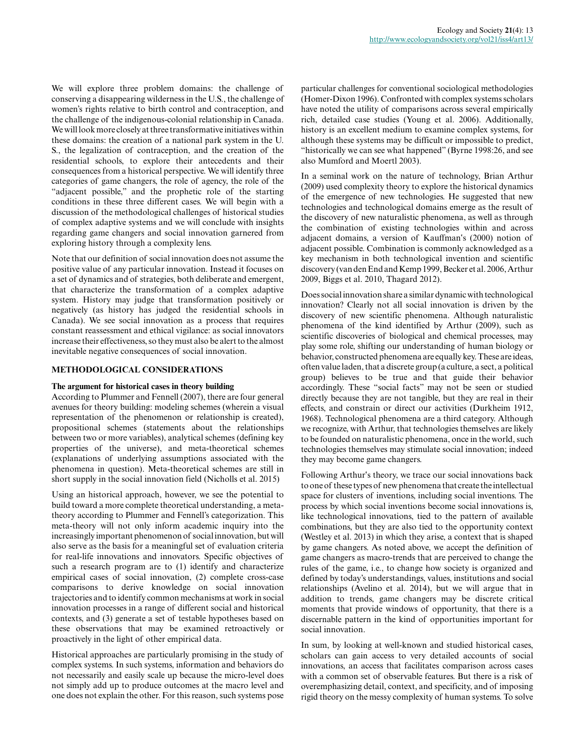We will explore three problem domains: the challenge of conserving a disappearing wilderness in the U.S., the challenge of women's rights relative to birth control and contraception, and the challenge of the indigenous-colonial relationship in Canada. We will look more closely at three transformative initiatives within these domains: the creation of a national park system in the U. S., the legalization of contraception, and the creation of the residential schools, to explore their antecedents and their consequences from a historical perspective. We will identify three categories of game changers, the role of agency, the role of the "adjacent possible," and the prophetic role of the starting conditions in these three different cases. We will begin with a discussion of the methodological challenges of historical studies of complex adaptive systems and we will conclude with insights regarding game changers and social innovation garnered from exploring history through a complexity lens.

Note that our definition of social innovation does not assume the positive value of any particular innovation. Instead it focuses on a set of dynamics and of strategies, both deliberate and emergent, that characterize the transformation of a complex adaptive system. History may judge that transformation positively or negatively (as history has judged the residential schools in Canada). We see social innovation as a process that requires constant reassessment and ethical vigilance: as social innovators increase their effectiveness, so they must also be alert to the almost inevitable negative consequences of social innovation.

## METHODOLOGICAL CONSIDERATIONS

### The argument for historical cases in theory building

According to Plummer and Fennell (2007), there are four general avenues for theory building: modeling schemes (wherein a visual representation of the phenomenon or relationship is created), propositional schemes (statements about the relationships between two or more variables), analytical schemes (defining key properties of the universe), and meta-theoretical schemes (explanations of underlying assumptions associated with the phenomena in question). Meta-theoretical schemes are still in short supply in the social innovation field (Nicholls et al. 2015)

Using an historical approach, however, we see the potential to build toward a more complete theoretical understanding, a meta-theory according to Plummer and Fennell's categorization. This meta-theory will not only inform academic inquiry into the increasingly important phenomenon of social innovation, but will also serve as the basis for a meaningful set of evaluation criteria for real-life innovations and innovators. Specific objectives of such a research program are to (1) identify and characterize empirical cases of social innovation, (2) complete cross-case comparisons to derive knowledge on social innovation trajectories and to identify common mechanisms at work in social innovation processes in a range of different social and historical contexts, and (3) generate a set of testable hypotheses based on these observations that may be examined retroactively or proactively in the light of other empirical data.

Historical approaches are particularly promising in the study of complex systems. In such systems, information and behaviors do not necessarily and easily scale up because the micro-level does not simply add up to produce outcomes at the macro level and one does not explain the other. For this reason, such systems pose particular challenges for conventional sociological methodologies (Homer-Dixon 1996). Confronted with complex systems scholars have noted the utility of comparisons across several empirically rich, detailed case studies (Young et al. 2006). Additionally, history is an excellent medium to examine complex systems, for although these systems may be difficult or impossible to predict, "historically we can see what happened" (Byrne 1998:26, and see also Mumford and Moertl 2003).

In a seminal work on the nature of technology, Brian Arthur (2009) used complexity theory to explore the historical dynamics of the emergence of new technologies. He suggested that new technologies and technological domains emerge as the result of the discovery of new naturalistic phenomena, as well as through the combination of existing technologies within and across adjacent domains, a version of Kauffman's (2000) notion of adjacent possible. Combination is commonly acknowledged as a key mechanism in both technological invention and scientific discovery (van den End and Kemp 1999, Becker et al. 2006, Arthur 2009, Biggs et al. 2010, Thagard 2012).

Does social innovation share a similar dynamic with technological innovation? Clearly not all social innovation is driven by the discovery of new scientific phenomena. Although naturalistic phenomena of the kind identified by Arthur (2009), such as scientific discoveries of biological and chemical processes, may play some role, shifting our understanding of human biology or behavior, constructed phenomena are equally key. These are ideas, often value laden, that a discrete group (a culture, a sect, a political group) believes to be true and that guide their behavior accordingly. These "social facts" may not be seen or studied directly because they are not tangible, but they are real in their effects, and constrain or direct our activities (Durkheim 1912, 1968). Technological phenomena are a third category. Although we recognize, with Arthur, that technologies themselves are likely to be founded on naturalistic phenomena, once in the world, such technologies themselves may stimulate social innovation; indeed they may become game changers.

Following Arthur's theory, we trace our social innovations back to one of these types of new phenomena that create the intellectual space for clusters of inventions, including social inventions. The process by which social inventions become social innovations is, like technological innovations, tied to the pattern of available combinations, but they are also tied to the opportunity context (Westley et al. 2013) in which they arise, a context that is shaped by game changers. As noted above, we accept the definition of game changers as macro-trends that are perceived to change the rules of the game, i.e., to change how society is organized and defined by today's understandings, values, institutions and social relationships (Avelino et al. 2014), but we will argue that in addition to trends, game changers may be discrete critical moments that provide windows of opportunity, that there is a discernable pattern in the kind of opportunities important for social innovation.

In sum, by looking at well-known and studied historical cases, scholars can gain access to very detailed accounts of social innovations, an access that facilitates comparison across cases with a common set of observable features. But there is a risk of overemphasizing detail, context, and specificity, and of imposing rigid theory on the messy complexity of human systems. To solve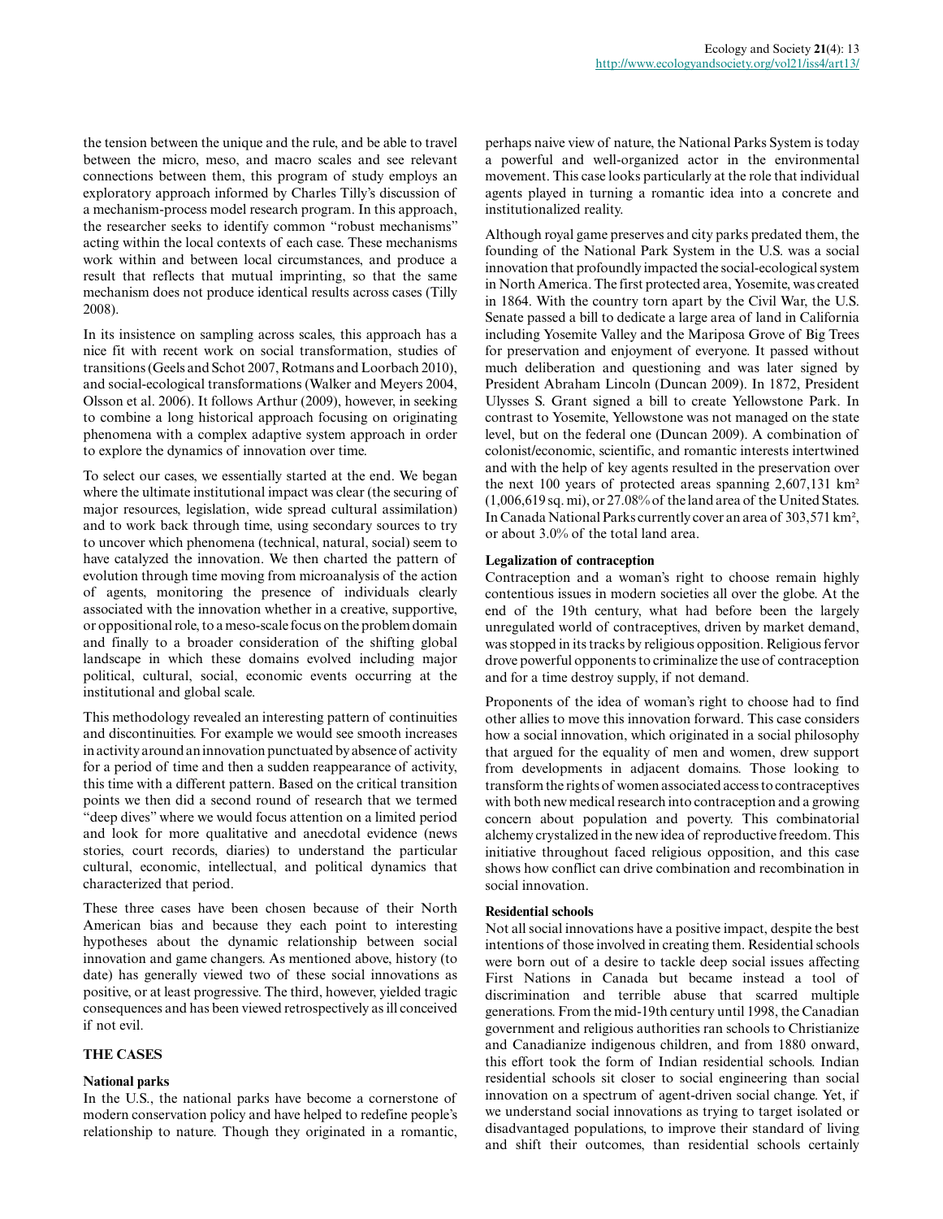the tension between the unique and the rule, and be able to travel between the micro, meso, and macro scales and see relevant connections between them, this program of study employs an exploratory approach informed by Charles Tilly's discussion of a mechanism-process model research program. In this approach, the researcher seeks to identify common "robust mechanisms" acting within the local contexts of each case. These mechanisms work within and between local circumstances, and produce a result that reflects that mutual imprinting, so that the same mechanism does not produce identical results across cases (Tilly 2008).

In its insistence on sampling across scales, this approach has a nice fit with recent work on social transformation, studies of transitions (Geels and Schot 2007, Rotmans and Loorbach 2010), and social-ecological transformations (Walker and Meyers 2004, Olsson et al. 2006). It follows Arthur (2009), however, in seeking to combine a long historical approach focusing on originating phenomena with a complex adaptive system approach in order to explore the dynamics of innovation over time.

To select our cases, we essentially started at the end. We began where the ultimate institutional impact was clear (the securing of major resources, legislation, wide spread cultural assimilation) and to work back through time, using secondary sources to try to uncover which phenomena (technical, natural, social) seem to have catalyzed the innovation. We then charted the pattern of evolution through time moving from microanalysis of the action of agents, monitoring the presence of individuals clearly associated with the innovation whether in a creative, supportive, or oppositional role, to a meso-scale focus on the problem domain and finally to a broader consideration of the shifting global landscape in which these domains evolved including major political, cultural, social, economic events occurring at the institutional and global scale.

This methodology revealed an interesting pattern of continuities and discontinuities. For example we would see smooth increases in activity around an innovation punctuated by absence of activity for a period of time and then a sudden reappearance of activity, this time with a different pattern. Based on the critical transition points we then did a second round of research that we termed "deep dives" where we would focus attention on a limited period and look for more qualitative and anecdotal evidence (news stories, court records, diaries) to understand the particular cultural, economic, intellectual, and political dynamics that characterized that period.

These three cases have been chosen because of their North American bias and because they each point to interesting hypotheses about the dynamic relationship between social innovation and game changers. As mentioned above, history (to date) has generally viewed two of these social innovations as positive, or at least progressive. The third, however, yielded tragic consequences and has been viewed retrospectively as ill conceived if not evil.

## THE CASES

### National parks

In the U.S., the national parks have become a cornerstone of modern conservation policy and have helped to redefine people's relationship to nature. Though they originated in a romantic, perhaps naive view of nature, the National Parks System is today a powerful and well-organized actor in the environmental movement. This case looks particularly at the role that individual agents played in turning a romantic idea into a concrete and institutionalized reality.

Although royal game preserves and city parks predated them, the founding of the National Park System in the U.S. was a social innovation that profoundly impacted the social-ecological system in North America. The first protected area, Yosemite, was created in 1864. With the country torn apart by the Civil War, the U.S. Senate passed a bill to dedicate a large area of land in California including Yosemite Valley and the Mariposa Grove of Big Trees for preservation and enjoyment of everyone. It passed without much deliberation and questioning and was later signed by President Abraham Lincoln (Duncan 2009). In 1872, President Ulysses S. Grant signed a bill to create Yellowstone Park. In contrast to Yosemite, Yellowstone was not managed on the state level, but on the federal one (Duncan 2009). A combination of colonist/economic, scientific, and romantic interests intertwined and with the help of key agents resulted in the preservation over the next 100 years of protected areas spanning 2,607,131 km² (1,006,619 sq. mi), or 27.08% of the land area of the United States. In Canada National Parks currently cover an area of 303,571 km², or about 3.0% of the total land area.

### Legalization of contraception

Contraception and a woman's right to choose remain highly contentious issues in modern societies all over the globe. At the end of the 19th century, what had before been the largely unregulated world of contraceptives, driven by market demand, was stopped in its tracks by religious opposition. Religious fervor drove powerful opponents to criminalize the use of contraception and for a time destroy supply, if not demand.

Proponents of the idea of woman's right to choose had to find other allies to move this innovation forward. This case considers how a social innovation, which originated in a social philosophy that argued for the equality of men and women, drew support from developments in adjacent domains. Those looking to transform the rights of women associated access to contraceptives with both new medical research into contraception and a growing concern about population and poverty. This combinatorial alchemy crystalized in the new idea of reproductive freedom. This initiative throughout faced religious opposition, and this case shows how conflict can drive combination and recombination in social innovation.

### Residential schools

Not all social innovations have a positive impact, despite the best intentions of those involved in creating them. Residential schools were born out of a desire to tackle deep social issues affecting First Nations in Canada but became instead a tool of discrimination and terrible abuse that scarred multiple generations. From the mid-19th century until 1998, the Canadian government and religious authorities ran schools to Christianize and Canadianize indigenous children, and from 1880 onward, this effort took the form of Indian residential schools. Indian residential schools sit closer to social engineering than social innovation on a spectrum of agent-driven social change. Yet, if we understand social innovations as trying to target isolated or disadvantaged populations, to improve their standard of living and shift their outcomes, than residential schools certainly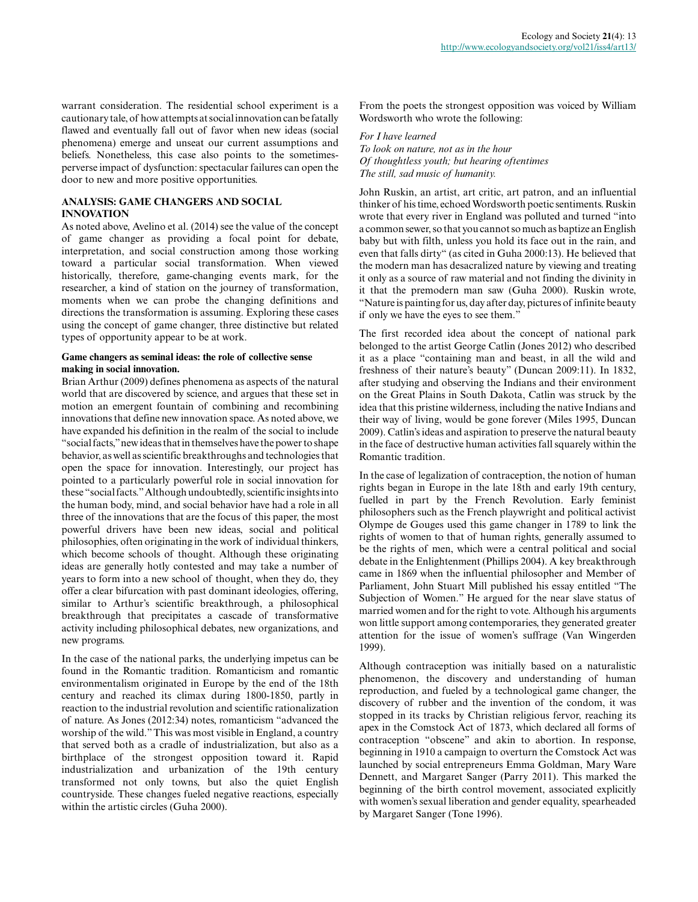warrant consideration. The residential school experiment is a cautionary tale, of how attempts at social innovation can be fatally flawed and eventually fall out of favor when new ideas (social phenomena) emerge and unseat our current assumptions and beliefs. Nonetheless, this case also points to the sometimes-perverse impact of dysfunction: spectacular failures can open the door to new and more positive opportunities.

## ANALYSIS: GAME CHANGERS AND SOCIAL INNOVATION

As noted above, Avelino et al. (2014) see the value of the concept of game changer as providing a focal point for debate, interpretation, and social construction among those working toward a particular social transformation. When viewed historically, therefore, game-changing events mark, for the researcher, a kind of station on the journey of transformation, moments when we can probe the changing definitions and directions the transformation is assuming. Exploring these cases using the concept of game changer, three distinctive but related types of opportunity appear to be at work.

### Game changers as seminal ideas: the role of collective sense making in social innovation.

Brian Arthur (2009) defines phenomena as aspects of the natural world that are discovered by science, and argues that these set in motion an emergent fountain of combining and recombining innovations that define new innovation space. As noted above, we have expanded his definition in the realm of the social to include "social facts," new ideas that in themselves have the power to shape behavior, as well as scientific breakthroughs and technologies that open the space for innovation. Interestingly, our project has pointed to a particularly powerful role in social innovation for these "social facts." Although undoubtedly, scientific insights into the human body, mind, and social behavior have had a role in all three of the innovations that are the focus of this paper, the most powerful drivers have been new ideas, social and political philosophies, often originating in the work of individual thinkers, which become schools of thought. Although these originating ideas are generally hotly contested and may take a number of years to form into a new school of thought, when they do, they offer a clear bifurcation with past dominant ideologies, offering, similar to Arthur's scientific breakthrough, a philosophical breakthrough that precipitates a cascade of transformative activity including philosophical debates, new organizations, and new programs.

In the case of the national parks, the underlying impetus can be found in the Romantic tradition. Romanticism and romantic environmentalism originated in Europe by the end of the 18th century and reached its climax during 1800-1850, partly in reaction to the industrial revolution and scientific rationalization of nature. As Jones (2012:34) notes, romanticism "advanced the worship of the wild." This was most visible in England, a country that served both as a cradle of industrialization, but also as a birthplace of the strongest opposition toward it. Rapid industrialization and urbanization of the 19th century transformed not only towns, but also the quiet English countryside. These changes fueled negative reactions, especially within the artistic circles (Guha 2000).

From the poets the strongest opposition was voiced by William Wordsworth who wrote the following:

*For I have learned*
*To look on nature, not as in the hour*
*Of thoughtless youth; but hearing oftentimes*
*The still, sad music of humanity.*

John Ruskin, an artist, art critic, art patron, and an influential thinker of his time, echoed Wordsworth poetic sentiments. Ruskin wrote that every river in England was polluted and turned "into a common sewer, so that you cannot so much as baptize an English baby but with filth, unless you hold its face out in the rain, and even that falls dirty" (as cited in Guha 2000:13). He believed that the modern man has desacralized nature by viewing and treating it only as a source of raw material and not finding the divinity in it that the premodern man saw (Guha 2000). Ruskin wrote, "Nature is painting for us, day after day, pictures of infinite beauty if only we have the eyes to see them."

The first recorded idea about the concept of national park belonged to the artist George Catlin (Jones 2012) who described it as a place "containing man and beast, in all the wild and freshness of their nature's beauty" (Duncan 2009:11). In 1832, after studying and observing the Indians and their environment on the Great Plains in South Dakota, Catlin was struck by the idea that this pristine wilderness, including the native Indians and their way of living, would be gone forever (Miles 1995, Duncan 2009). Catlin's ideas and aspiration to preserve the natural beauty in the face of destructive human activities fall squarely within the Romantic tradition.

In the case of legalization of contraception, the notion of human rights began in Europe in the late 18th and early 19th century, fuelled in part by the French Revolution. Early feminist philosophers such as the French playwright and political activist Olympe de Gouges used this game changer in 1789 to link the rights of women to that of human rights, generally assumed to be the rights of men, which were a central political and social debate in the Enlightenment (Phillips 2004). A key breakthrough came in 1869 when the influential philosopher and Member of Parliament, John Stuart Mill published his essay entitled "The Subjection of Women." He argued for the near slave status of married women and for the right to vote. Although his arguments won little support among contemporaries, they generated greater attention for the issue of women's suffrage (Van Wingerden 1999).

Although contraception was initially based on a naturalistic phenomenon, the discovery and understanding of human reproduction, and fueled by a technological game changer, the discovery of rubber and the invention of the condom, it was stopped in its tracks by Christian religious fervor, reaching its apex in the Comstock Act of 1873, which declared all forms of contraception "obscene" and akin to abortion. In response, beginning in 1910 a campaign to overturn the Comstock Act was launched by social entrepreneurs Emma Goldman, Mary Ware Dennett, and Margaret Sanger (Parry 2011). This marked the beginning of the birth control movement, associated explicitly with women's sexual liberation and gender equality, spearheaded by Margaret Sanger (Tone 1996).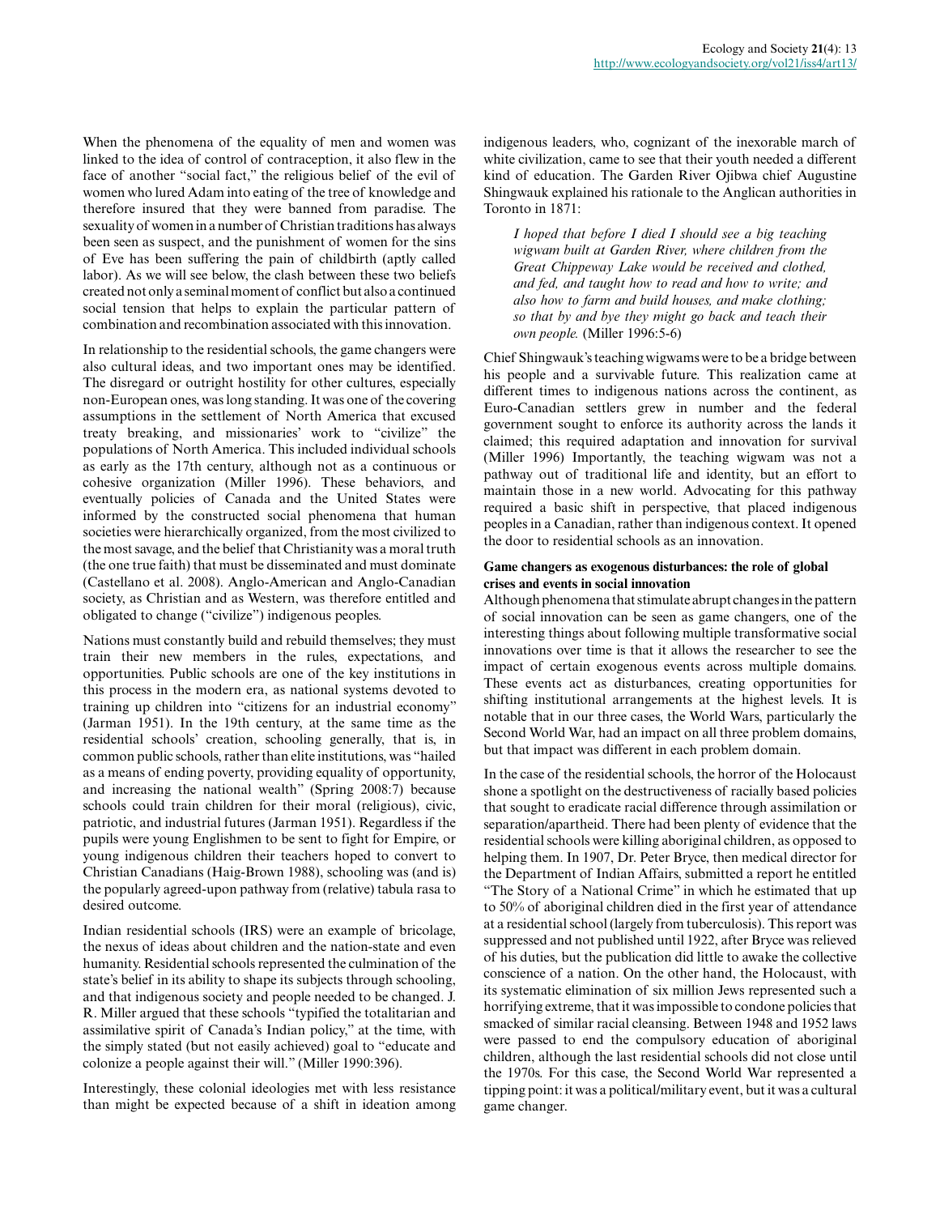When the phenomena of the equality of men and women was linked to the idea of control of contraception, it also flew in the face of another "social fact," the religious belief of the evil of women who lured Adam into eating of the tree of knowledge and therefore insured that they were banned from paradise. The sexuality of women in a number of Christian traditions has always been seen as suspect, and the punishment of women for the sins of Eve has been suffering the pain of childbirth (aptly called labor). As we will see below, the clash between these two beliefs created not only a seminal moment of conflict but also a continued social tension that helps to explain the particular pattern of combination and recombination associated with this innovation.

In relationship to the residential schools, the game changers were also cultural ideas, and two important ones may be identified. The disregard or outright hostility for other cultures, especially non-European ones, was long standing. It was one of the covering assumptions in the settlement of North America that excused treaty breaking, and missionaries' work to "civilize" the populations of North America. This included individual schools as early as the 17th century, although not as a continuous or cohesive organization (Miller 1996). These behaviors, and eventually policies of Canada and the United States were informed by the constructed social phenomena that human societies were hierarchically organized, from the most civilized to the most savage, and the belief that Christianity was a moral truth (the one true faith) that must be disseminated and must dominate (Castellano et al. 2008). Anglo-American and Anglo-Canadian society, as Christian and as Western, was therefore entitled and obligated to change ("civilize") indigenous peoples.

Nations must constantly build and rebuild themselves; they must train their new members in the rules, expectations, and opportunities. Public schools are one of the key institutions in this process in the modern era, as national systems devoted to training up children into "citizens for an industrial economy" (Jarman 1951). In the 19th century, at the same time as the residential schools' creation, schooling generally, that is, in common public schools, rather than elite institutions, was "hailed as a means of ending poverty, providing equality of opportunity, and increasing the national wealth" (Spring 2008:7) because schools could train children for their moral (religious), civic, patriotic, and industrial futures (Jarman 1951). Regardless if the pupils were young Englishmen to be sent to fight for Empire, or young indigenous children their teachers hoped to convert to Christian Canadians (Haig-Brown 1988), schooling was (and is) the popularly agreed-upon pathway from (relative) tabula rasa to desired outcome.

Indian residential schools (IRS) were an example of bricolage, the nexus of ideas about children and the nation-state and even humanity. Residential schools represented the culmination of the state's belief in its ability to shape its subjects through schooling, and that indigenous society and people needed to be changed. J. R. Miller argued that these schools "typified the totalitarian and assimilative spirit of Canada's Indian policy," at the time, with the simply stated (but not easily achieved) goal to "educate and colonize a people against their will." (Miller 1990:396).

Interestingly, these colonial ideologies met with less resistance than might be expected because of a shift in ideation among indigenous leaders, who, cognizant of the inexorable march of white civilization, came to see that their youth needed a different kind of education. The Garden River Ojibwa chief Augustine Shingwauk explained his rationale to the Anglican authorities in Toronto in 1871:

> *I hoped that before I died I should see a big teaching wigwam built at Garden River, where children from the Great Chippeway Lake would be received and clothed, and fed, and taught how to read and how to write; and also how to farm and build houses, and make clothing; so that by and bye they might go back and teach their own people.* (Miller 1996:5-6)

Chief Shingwauk's teaching wigwams were to be a bridge between his people and a survivable future. This realization came at different times to indigenous nations across the continent, as Euro-Canadian settlers grew in number and the federal government sought to enforce its authority across the lands it claimed; this required adaptation and innovation for survival (Miller 1996) Importantly, the teaching wigwam was not a pathway out of traditional life and identity, but an effort to maintain those in a new world. Advocating for this pathway required a basic shift in perspective, that placed indigenous peoples in a Canadian, rather than indigenous context. It opened the door to residential schools as an innovation.

**Game changers as exogenous disturbances: the role of global crises and events in social innovation**

Although phenomena that stimulate abrupt changes in the pattern of social innovation can be seen as game changers, one of the interesting things about following multiple transformative social innovations over time is that it allows the researcher to see the impact of certain exogenous events across multiple domains. These events act as disturbances, creating opportunities for shifting institutional arrangements at the highest levels. It is notable that in our three cases, the World Wars, particularly the Second World War, had an impact on all three problem domains, but that impact was different in each problem domain.

In the case of the residential schools, the horror of the Holocaust shone a spotlight on the destructiveness of racially based policies that sought to eradicate racial difference through assimilation or separation/apartheid. There had been plenty of evidence that the residential schools were killing aboriginal children, as opposed to helping them. In 1907, Dr. Peter Bryce, then medical director for the Department of Indian Affairs, submitted a report he entitled "The Story of a National Crime" in which he estimated that up to 50% of aboriginal children died in the first year of attendance at a residential school (largely from tuberculosis). This report was suppressed and not published until 1922, after Bryce was relieved of his duties, but the publication did little to awake the collective conscience of a nation. On the other hand, the Holocaust, with its systematic elimination of six million Jews represented such a horrifying extreme, that it was impossible to condone policies that smacked of similar racial cleansing. Between 1948 and 1952 laws were passed to end the compulsory education of aboriginal children, although the last residential schools did not close until the 1970s. For this case, the Second World War represented a tipping point: it was a political/military event, but it was a cultural game changer.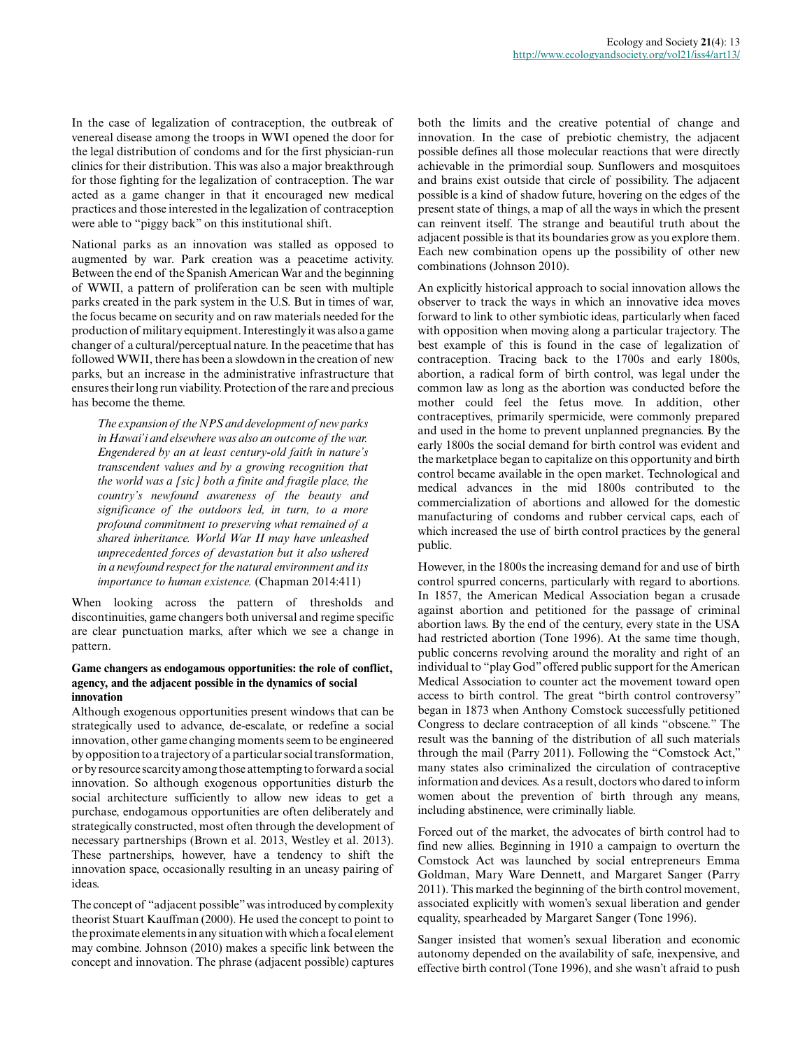In the case of legalization of contraception, the outbreak of venereal disease among the troops in WWI opened the door for the legal distribution of condoms and for the first physician-run clinics for their distribution. This was also a major breakthrough for those fighting for the legalization of contraception. The war acted as a game changer in that it encouraged new medical practices and those interested in the legalization of contraception were able to "piggy back" on this institutional shift.

National parks as an innovation was stalled as opposed to augmented by war. Park creation was a peacetime activity. Between the end of the Spanish American War and the beginning of WWII, a pattern of proliferation can be seen with multiple parks created in the park system in the U.S. But in times of war, the focus became on security and on raw materials needed for the production of military equipment. Interestingly it was also a game changer of a cultural/perceptual nature. In the peacetime that has followed WWII, there has been a slowdown in the creation of new parks, but an increase in the administrative infrastructure that ensures their long run viability. Protection of the rare and precious has become the theme.

> *The expansion of the NPS and development of new parks in Hawai'i and elsewhere was also an outcome of the war. Engendered by an at least century-old faith in nature's transcendent values and by a growing recognition that the world was a [sic] both a finite and fragile place, the country's newfound awareness of the beauty and significance of the outdoors led, in turn, to a more profound commitment to preserving what remained of a shared inheritance. World War II may have unleashed unprecedented forces of devastation but it also ushered in a newfound respect for the natural environment and its importance to human existence.* (Chapman 2014:411)

When looking across the pattern of thresholds and discontinuities, game changers both universal and regime specific are clear punctuation marks, after which we see a change in pattern.

### Game changers as endogamous opportunities: the role of conflict, agency, and the adjacent possible in the dynamics of social innovation

Although exogenous opportunities present windows that can be strategically used to advance, de-escalate, or redefine a social innovation, other game changing moments seem to be engineered by opposition to a trajectory of a particular social transformation, or by resource scarcity among those attempting to forward a social innovation. So although exogenous opportunities disturb the social architecture sufficiently to allow new ideas to get a purchase, endogamous opportunities are often deliberately and strategically constructed, most often through the development of necessary partnerships (Brown et al. 2013, Westley et al. 2013). These partnerships, however, have a tendency to shift the innovation space, occasionally resulting in an uneasy pairing of ideas.

The concept of "adjacent possible" was introduced by complexity theorist Stuart Kauffman (2000). He used the concept to point to the proximate elements in any situation with which a focal element may combine. Johnson (2010) makes a specific link between the concept and innovation. The phrase (adjacent possible) captures both the limits and the creative potential of change and innovation. In the case of prebiotic chemistry, the adjacent possible defines all those molecular reactions that were directly achievable in the primordial soup. Sunflowers and mosquitoes and brains exist outside that circle of possibility. The adjacent possible is a kind of shadow future, hovering on the edges of the present state of things, a map of all the ways in which the present can reinvent itself. The strange and beautiful truth about the adjacent possible is that its boundaries grow as you explore them. Each new combination opens up the possibility of other new combinations (Johnson 2010).

An explicitly historical approach to social innovation allows the observer to track the ways in which an innovative idea moves forward to link to other symbiotic ideas, particularly when faced with opposition when moving along a particular trajectory. The best example of this is found in the case of legalization of contraception. Tracing back to the 1700s and early 1800s, abortion, a radical form of birth control, was legal under the common law as long as the abortion was conducted before the mother could feel the fetus move. In addition, other contraceptives, primarily spermicide, were commonly prepared and used in the home to prevent unplanned pregnancies. By the early 1800s the social demand for birth control was evident and the marketplace began to capitalize on this opportunity and birth control became available in the open market. Technological and medical advances in the mid 1800s contributed to the commercialization of abortions and allowed for the domestic manufacturing of condoms and rubber cervical caps, each of which increased the use of birth control practices by the general public.

However, in the 1800s the increasing demand for and use of birth control spurred concerns, particularly with regard to abortions. In 1857, the American Medical Association began a crusade against abortion and petitioned for the passage of criminal abortion laws. By the end of the century, every state in the USA had restricted abortion (Tone 1996). At the same time though, public concerns revolving around the morality and right of an individual to "play God" offered public support for the American Medical Association to counter act the movement toward open access to birth control. The great "birth control controversy" began in 1873 when Anthony Comstock successfully petitioned Congress to declare contraception of all kinds "obscene." The result was the banning of the distribution of all such materials through the mail (Parry 2011). Following the "Comstock Act," many states also criminalized the circulation of contraceptive information and devices. As a result, doctors who dared to inform women about the prevention of birth through any means, including abstinence, were criminally liable.

Forced out of the market, the advocates of birth control had to find new allies. Beginning in 1910 a campaign to overturn the Comstock Act was launched by social entrepreneurs Emma Goldman, Mary Ware Dennett, and Margaret Sanger (Parry 2011). This marked the beginning of the birth control movement, associated explicitly with women's sexual liberation and gender equality, spearheaded by Margaret Sanger (Tone 1996).

Sanger insisted that women's sexual liberation and economic autonomy depended on the availability of safe, inexpensive, and effective birth control (Tone 1996), and she wasn't afraid to push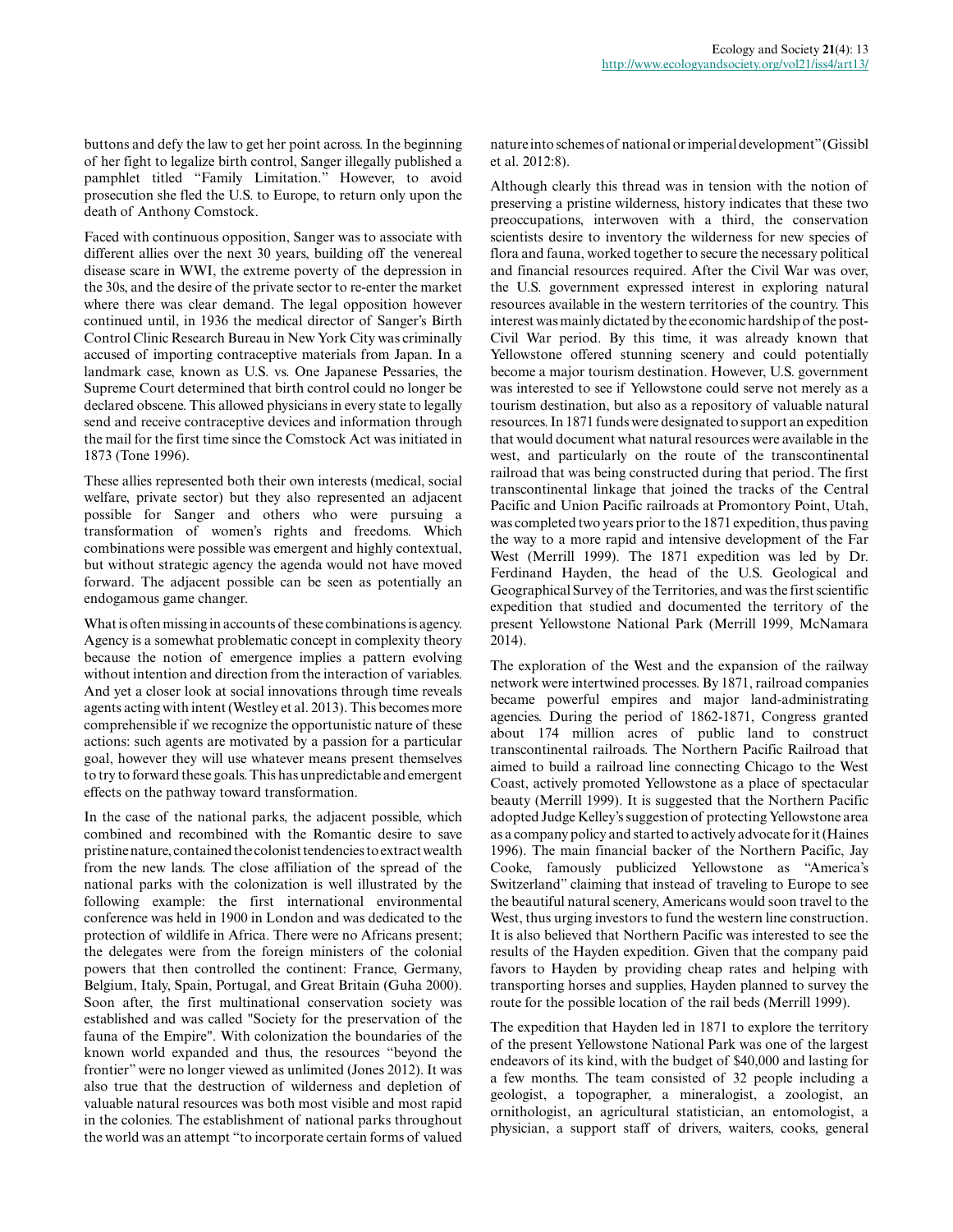buttons and defy the law to get her point across. In the beginning of her fight to legalize birth control, Sanger illegally published a pamphlet titled "Family Limitation." However, to avoid prosecution she fled the U.S. to Europe, to return only upon the death of Anthony Comstock.

Faced with continuous opposition, Sanger was to associate with different allies over the next 30 years, building off the venereal disease scare in WWI, the extreme poverty of the depression in the 30s, and the desire of the private sector to re-enter the market where there was clear demand. The legal opposition however continued until, in 1936 the medical director of Sanger's Birth Control Clinic Research Bureau in New York City was criminally accused of importing contraceptive materials from Japan. In a landmark case, known as U.S. vs. One Japanese Pessaries, the Supreme Court determined that birth control could no longer be declared obscene. This allowed physicians in every state to legally send and receive contraceptive devices and information through the mail for the first time since the Comstock Act was initiated in 1873 (Tone 1996).

These allies represented both their own interests (medical, social welfare, private sector) but they also represented an adjacent possible for Sanger and others who were pursuing a transformation of women's rights and freedoms. Which combinations were possible was emergent and highly contextual, but without strategic agency the agenda would not have moved forward. The adjacent possible can be seen as potentially an endogamous game changer.

What is often missing in accounts of these combinations is agency. Agency is a somewhat problematic concept in complexity theory because the notion of emergence implies a pattern evolving without intention and direction from the interaction of variables. And yet a closer look at social innovations through time reveals agents acting with intent (Westley et al. 2013). This becomes more comprehensible if we recognize the opportunistic nature of these actions: such agents are motivated by a passion for a particular goal, however they will use whatever means present themselves to try to forward these goals. This has unpredictable and emergent effects on the pathway toward transformation.

In the case of the national parks, the adjacent possible, which combined and recombined with the Romantic desire to save pristine nature, contained the colonist tendencies to extract wealth from the new lands. The close affiliation of the spread of the national parks with the colonization is well illustrated by the following example: the first international environmental conference was held in 1900 in London and was dedicated to the protection of wildlife in Africa. There were no Africans present; the delegates were from the foreign ministers of the colonial powers that then controlled the continent: France, Germany, Belgium, Italy, Spain, Portugal, and Great Britain (Guha 2000). Soon after, the first multinational conservation society was established and was called "Society for the preservation of the fauna of the Empire". With colonization the boundaries of the known world expanded and thus, the resources "beyond the frontier" were no longer viewed as unlimited (Jones 2012). It was also true that the destruction of wilderness and depletion of valuable natural resources was both most visible and most rapid in the colonies. The establishment of national parks throughout the world was an attempt "to incorporate certain forms of valued nature into schemes of national or imperial development" (Gissibl et al. 2012:8).

Although clearly this thread was in tension with the notion of preserving a pristine wilderness, history indicates that these two preoccupations, interwoven with a third, the conservation scientists desire to inventory the wilderness for new species of flora and fauna, worked together to secure the necessary political and financial resources required. After the Civil War was over, the U.S. government expressed interest in exploring natural resources available in the western territories of the country. This interest was mainly dictated by the economic hardship of the post-Civil War period. By this time, it was already known that Yellowstone offered stunning scenery and could potentially become a major tourism destination. However, U.S. government was interested to see if Yellowstone could serve not merely as a tourism destination, but also as a repository of valuable natural resources. In 1871 funds were designated to support an expedition that would document what natural resources were available in the west, and particularly on the route of the transcontinental railroad that was being constructed during that period. The first transcontinental linkage that joined the tracks of the Central Pacific and Union Pacific railroads at Promontory Point, Utah, was completed two years prior to the 1871 expedition, thus paving the way to a more rapid and intensive development of the Far West (Merrill 1999). The 1871 expedition was led by Dr. Ferdinand Hayden, the head of the U.S. Geological and Geographical Survey of the Territories, and was the first scientific expedition that studied and documented the territory of the present Yellowstone National Park (Merrill 1999, McNamara 2014).

The exploration of the West and the expansion of the railway network were intertwined processes. By 1871, railroad companies became powerful empires and major land-administrating agencies. During the period of 1862-1871, Congress granted about 174 million acres of public land to construct transcontinental railroads. The Northern Pacific Railroad that aimed to build a railroad line connecting Chicago to the West Coast, actively promoted Yellowstone as a place of spectacular beauty (Merrill 1999). It is suggested that the Northern Pacific adopted Judge Kelley's suggestion of protecting Yellowstone area as a company policy and started to actively advocate for it (Haines 1996). The main financial backer of the Northern Pacific, Jay Cooke, famously publicized Yellowstone as "America's Switzerland" claiming that instead of traveling to Europe to see the beautiful natural scenery, Americans would soon travel to the West, thus urging investors to fund the western line construction. It is also believed that Northern Pacific was interested to see the results of the Hayden expedition. Given that the company paid favors to Hayden by providing cheap rates and helping with transporting horses and supplies, Hayden planned to survey the route for the possible location of the rail beds (Merrill 1999).

The expedition that Hayden led in 1871 to explore the territory of the present Yellowstone National Park was one of the largest endeavors of its kind, with the budget of $40,000 and lasting for a few months. The team consisted of 32 people including a geologist, a topographer, a mineralogist, a zoologist, an ornithologist, an agricultural statistician, an entomologist, a physician, a support staff of drivers, waiters, cooks, general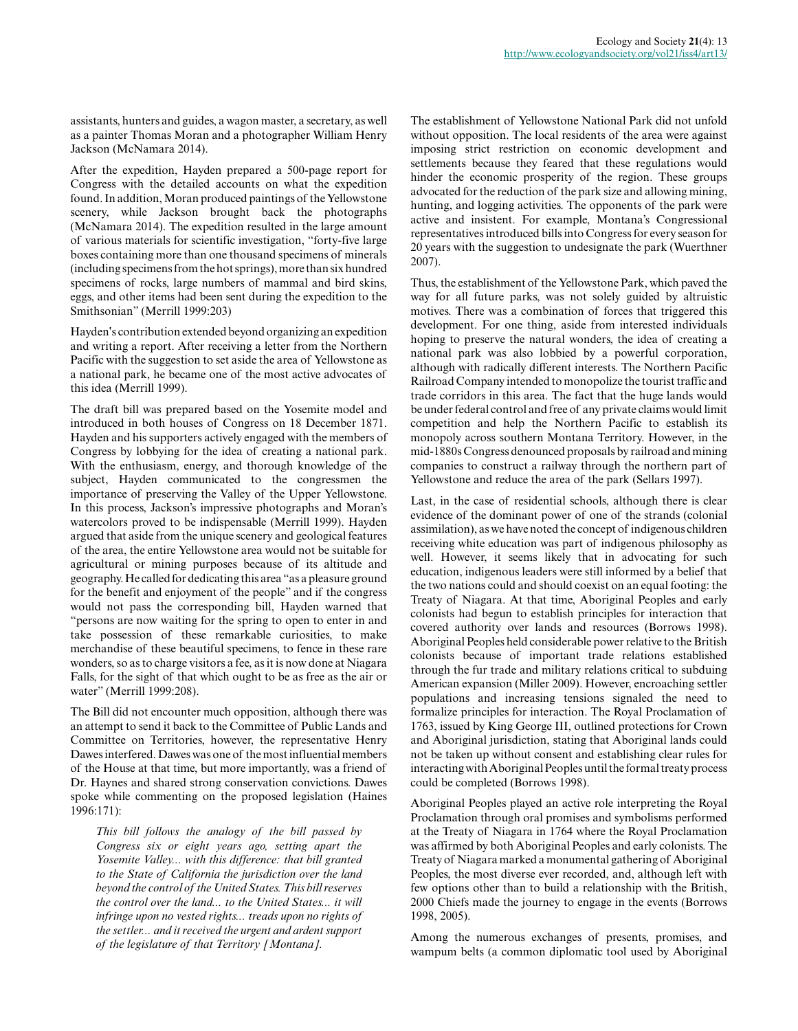assistants, hunters and guides, a wagon master, a secretary, as well as a painter Thomas Moran and a photographer William Henry Jackson (McNamara 2014).

After the expedition, Hayden prepared a 500-page report for Congress with the detailed accounts on what the expedition found. In addition, Moran produced paintings of the Yellowstone scenery, while Jackson brought back the photographs (McNamara 2014). The expedition resulted in the large amount of various materials for scientific investigation, "forty-five large boxes containing more than one thousand specimens of minerals (including specimens from the hot springs), more than six hundred specimens of rocks, large numbers of mammal and bird skins, eggs, and other items had been sent during the expedition to the Smithsonian" (Merrill 1999:203)

Hayden's contribution extended beyond organizing an expedition and writing a report. After receiving a letter from the Northern Pacific with the suggestion to set aside the area of Yellowstone as a national park, he became one of the most active advocates of this idea (Merrill 1999).

The draft bill was prepared based on the Yosemite model and introduced in both houses of Congress on 18 December 1871. Hayden and his supporters actively engaged with the members of Congress by lobbying for the idea of creating a national park. With the enthusiasm, energy, and thorough knowledge of the subject, Hayden communicated to the congressmen the importance of preserving the Valley of the Upper Yellowstone. In this process, Jackson's impressive photographs and Moran's watercolors proved to be indispensable (Merrill 1999). Hayden argued that aside from the unique scenery and geological features of the area, the entire Yellowstone area would not be suitable for agricultural or mining purposes because of its altitude and geography. He called for dedicating this area "as a pleasure ground for the benefit and enjoyment of the people" and if the congress would not pass the corresponding bill, Hayden warned that "persons are now waiting for the spring to open to enter in and take possession of these remarkable curiosities, to make merchandise of these beautiful specimens, to fence in these rare wonders, so as to charge visitors a fee, as it is now done at Niagara Falls, for the sight of that which ought to be as free as the air or water" (Merrill 1999:208).

The Bill did not encounter much opposition, although there was an attempt to send it back to the Committee of Public Lands and Committee on Territories, however, the representative Henry Dawes interfered. Dawes was one of the most influential members of the House at that time, but more importantly, was a friend of Dr. Haynes and shared strong conservation convictions. Dawes spoke while commenting on the proposed legislation (Haines 1996:171):

> *This bill follows the analogy of the bill passed by Congress six or eight years ago, setting apart the Yosemite Valley... with this difference: that bill granted to the State of California the jurisdiction over the land beyond the control of the United States. This bill reserves the control over the land... to the United States... it will infringe upon no vested rights... treads upon no rights of the settler... and it received the urgent and ardent support of the legislature of that Territory [Montana].*

The establishment of Yellowstone National Park did not unfold without opposition. The local residents of the area were against imposing strict restriction on economic development and settlements because they feared that these regulations would hinder the economic prosperity of the region. These groups advocated for the reduction of the park size and allowing mining, hunting, and logging activities. The opponents of the park were active and insistent. For example, Montana's Congressional representatives introduced bills into Congress for every season for 20 years with the suggestion to undesignate the park (Wuerthner 2007).

Thus, the establishment of the Yellowstone Park, which paved the way for all future parks, was not solely guided by altruistic motives. There was a combination of forces that triggered this development. For one thing, aside from interested individuals hoping to preserve the natural wonders, the idea of creating a national park was also lobbied by a powerful corporation, although with radically different interests. The Northern Pacific Railroad Company intended to monopolize the tourist traffic and trade corridors in this area. The fact that the huge lands would be under federal control and free of any private claims would limit competition and help the Northern Pacific to establish its monopoly across southern Montana Territory. However, in the mid-1880s Congress denounced proposals by railroad and mining companies to construct a railway through the northern part of Yellowstone and reduce the area of the park (Sellars 1997).

Last, in the case of residential schools, although there is clear evidence of the dominant power of one of the strands (colonial assimilation), as we have noted the concept of indigenous children receiving white education was part of indigenous philosophy as well. However, it seems likely that in advocating for such education, indigenous leaders were still informed by a belief that the two nations could and should coexist on an equal footing: the Treaty of Niagara. At that time, Aboriginal Peoples and early colonists had begun to establish principles for interaction that covered authority over lands and resources (Borrows 1998). Aboriginal Peoples held considerable power relative to the British colonists because of important trade relations established through the fur trade and military relations critical to subduing American expansion (Miller 2009). However, encroaching settler populations and increasing tensions signaled the need to formalize principles for interaction. The Royal Proclamation of 1763, issued by King George III, outlined protections for Crown and Aboriginal jurisdiction, stating that Aboriginal lands could not be taken up without consent and establishing clear rules for interacting with Aboriginal Peoples until the formal treaty process could be completed (Borrows 1998).

Aboriginal Peoples played an active role interpreting the Royal Proclamation through oral promises and symbolisms performed at the Treaty of Niagara in 1764 where the Royal Proclamation was affirmed by both Aboriginal Peoples and early colonists. The Treaty of Niagara marked a monumental gathering of Aboriginal Peoples, the most diverse ever recorded, and, although left with few options other than to build a relationship with the British, 2000 Chiefs made the journey to engage in the events (Borrows 1998, 2005).

Among the numerous exchanges of presents, promises, and wampum belts (a common diplomatic tool used by Aboriginal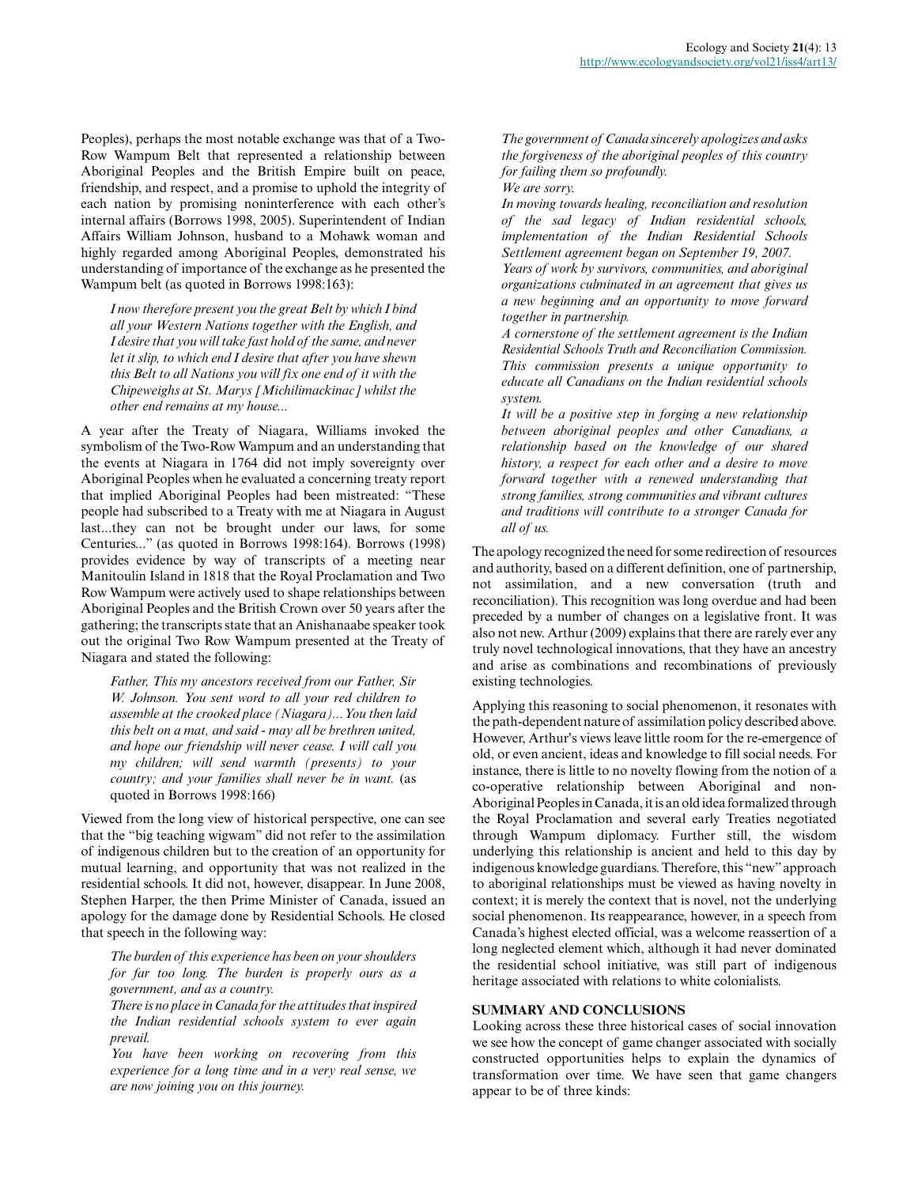Peoples), perhaps the most notable exchange was that of a Two-Row Wampum Belt that represented a relationship between Aboriginal Peoples and the British Empire built on peace, friendship, and respect, and a promise to uphold the integrity of each nation by promising noninterference with each other's internal affairs (Borrows 1998, 2005). Superintendent of Indian Affairs William Johnson, husband to a Mohawk woman and highly regarded among Aboriginal Peoples, demonstrated his understanding of importance of the exchange as he presented the Wampum belt (as quoted in Borrows 1998:163):

> *I now therefore present you the great Belt by which I bind all your Western Nations together with the English, and I desire that you will take fast hold of the same, and never let it slip, to which end I desire that after you have shewn this Belt to all Nations you will fix one end of it with the Chipeweighs at St. Marys [Michilimackinac] whilst the other end remains at my house...*

A year after the Treaty of Niagara, Williams invoked the symbolism of the Two-Row Wampum and an understanding that the events at Niagara in 1764 did not imply sovereignty over Aboriginal Peoples when he evaluated a concerning treaty report that implied Aboriginal Peoples had been mistreated: "These people had subscribed to a Treaty with me at Niagara in August last...they can not be brought under our laws, for some Centuries..." (as quoted in Borrows 1998:164). Borrows (1998) provides evidence by way of transcripts of a meeting near Manitoulin Island in 1818 that the Royal Proclamation and Two Row Wampum were actively used to shape relationships between Aboriginal Peoples and the British Crown over 50 years after the gathering; the transcripts state that an Anishanaabe speaker took out the original Two Row Wampum presented at the Treaty of Niagara and stated the following:

> *Father, This my ancestors received from our Father, Sir W. Johnson. You sent word to all your red children to assemble at the crooked place (Niagara)... You then laid this belt on a mat, and said - may all be brethren united, and hope our friendship will never cease. I will call you my children; will send warmth (presents) to your country; and your families shall never be in want.* (as quoted in Borrows 1998:166)

Viewed from the long view of historical perspective, one can see that the "big teaching wigwam" did not refer to the assimilation of indigenous children but to the creation of an opportunity for mutual learning, and opportunity that was not realized in the residential schools. It did not, however, disappear. In June 2008, Stephen Harper, the then Prime Minister of Canada, issued an apology for the damage done by Residential Schools. He closed that speech in the following way:

> *The burden of this experience has been on your shoulders for far too long. The burden is properly ours as a government, and as a country.*
>
> *There is no place in Canada for the attitudes that inspired the Indian residential schools system to ever again prevail.*
>
> *You have been working on recovering from this experience for a long time and in a very real sense, we are now joining you on this journey.*
>
> *The government of Canada sincerely apologizes and asks the forgiveness of the aboriginal peoples of this country for failing them so profoundly.*
>
> *We are sorry.*
>
> *In moving towards healing, reconciliation and resolution of the sad legacy of Indian residential schools, implementation of the Indian Residential Schools Settlement agreement began on September 19, 2007.*
>
> *Years of work by survivors, communities, and aboriginal organizations culminated in an agreement that gives us a new beginning and an opportunity to move forward together in partnership.*
>
> *A cornerstone of the settlement agreement is the Indian Residential Schools Truth and Reconciliation Commission. This commission presents a unique opportunity to educate all Canadians on the Indian residential schools system.*
>
> *It will be a positive step in forging a new relationship between aboriginal peoples and other Canadians, a relationship based on the knowledge of our shared history, a respect for each other and a desire to move forward together with a renewed understanding that strong families, strong communities and vibrant cultures and traditions will contribute to a stronger Canada for all of us.*

The apology recognized the need for some redirection of resources and authority, based on a different definition, one of partnership, not assimilation, and a new conversation (truth and reconciliation). This recognition was long overdue and had been preceded by a number of changes on a legislative front. It was also not new. Arthur (2009) explains that there are rarely ever any truly novel technological innovations, that they have an ancestry and arise as combinations and recombinations of previously existing technologies.

Applying this reasoning to social phenomenon, it resonates with the path-dependent nature of assimilation policy described above. However, Arthur's views leave little room for the re-emergence of old, or even ancient, ideas and knowledge to fill social needs. For instance, there is little to no novelty flowing from the notion of a co-operative relationship between Aboriginal and non-Aboriginal Peoples in Canada, it is an old idea formalized through the Royal Proclamation and several early Treaties negotiated through Wampum diplomacy. Further still, the wisdom underlying this relationship is ancient and held to this day by indigenous knowledge guardians. Therefore, this "new" approach to aboriginal relationships must be viewed as having novelty in context; it is merely the context that is novel, not the underlying social phenomenon. Its reappearance, however, in a speech from Canada's highest elected official, was a welcome reassertion of a long neglected element which, although it had never dominated the residential school initiative, was still part of indigenous heritage associated with relations to white colonialists.

## SUMMARY AND CONCLUSIONS

Looking across these three historical cases of social innovation we see how the concept of game changer associated with socially constructed opportunities helps to explain the dynamics of transformation over time. We have seen that game changers appear to be of three kinds: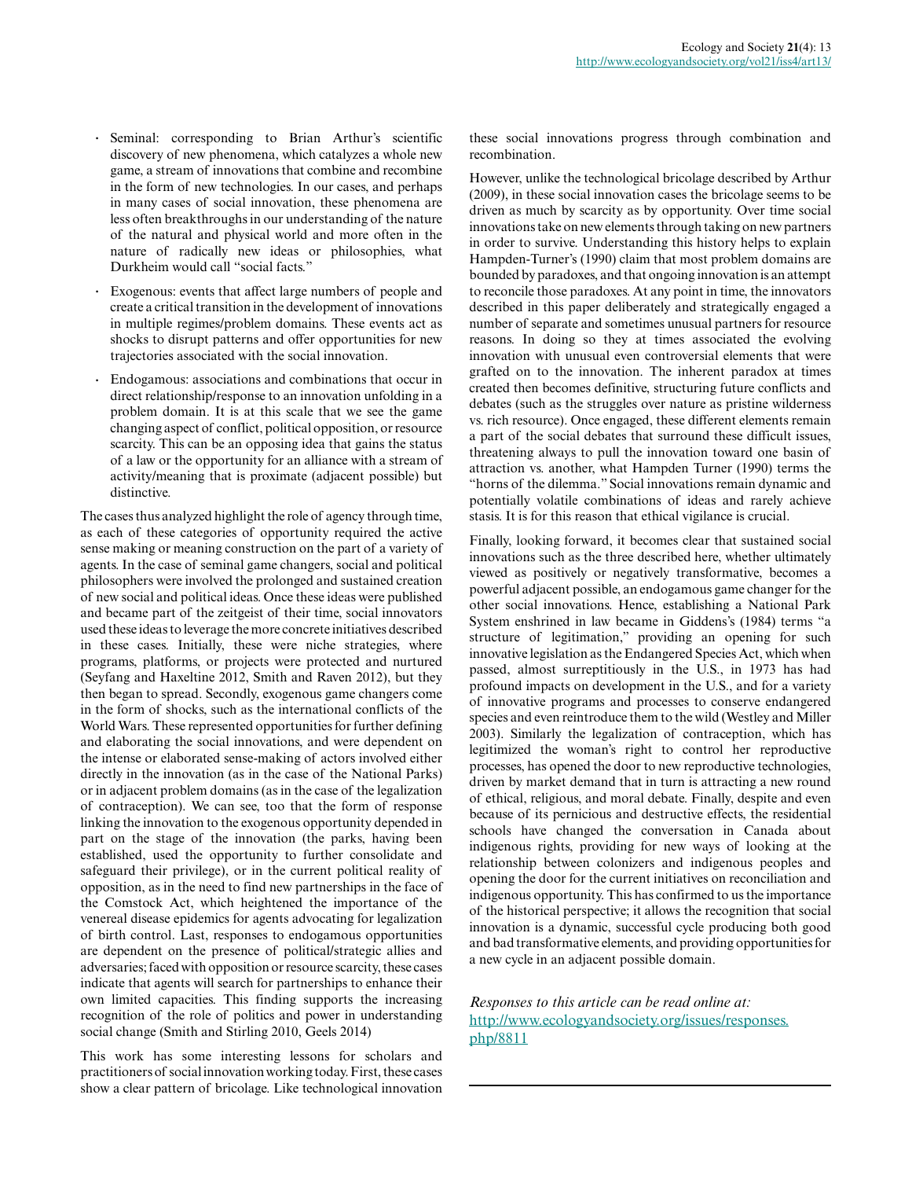- Seminal: corresponding to Brian Arthur's scientific discovery of new phenomena, which catalyzes a whole new game, a stream of innovations that combine and recombine in the form of new technologies. In our cases, and perhaps in many cases of social innovation, these phenomena are less often breakthroughs in our understanding of the nature of the natural and physical world and more often in the nature of radically new ideas or philosophies, what Durkheim would call "social facts."
- Exogenous: events that affect large numbers of people and create a critical transition in the development of innovations in multiple regimes/problem domains. These events act as shocks to disrupt patterns and offer opportunities for new trajectories associated with the social innovation.
- Endogamous: associations and combinations that occur in direct relationship/response to an innovation unfolding in a problem domain. It is at this scale that we see the game changing aspect of conflict, political opposition, or resource scarcity. This can be an opposing idea that gains the status of a law or the opportunity for an alliance with a stream of activity/meaning that is proximate (adjacent possible) but distinctive.

The cases thus analyzed highlight the role of agency through time, as each of these categories of opportunity required the active sense making or meaning construction on the part of a variety of agents. In the case of seminal game changers, social and political philosophers were involved the prolonged and sustained creation of new social and political ideas. Once these ideas were published and became part of the zeitgeist of their time, social innovators used these ideas to leverage the more concrete initiatives described in these cases. Initially, these were niche strategies, where programs, platforms, or projects were protected and nurtured (Seyfang and Haxeltine 2012, Smith and Raven 2012), but they then began to spread. Secondly, exogenous game changers come in the form of shocks, such as the international conflicts of the World Wars. These represented opportunities for further defining and elaborating the social innovations, and were dependent on the intense or elaborated sense-making of actors involved either directly in the innovation (as in the case of the National Parks) or in adjacent problem domains (as in the case of the legalization of contraception). We can see, too that the form of response linking the innovation to the exogenous opportunity depended in part on the stage of the innovation (the parks, having been established, used the opportunity to further consolidate and safeguard their privilege), or in the current political reality of opposition, as in the need to find new partnerships in the face of the Comstock Act, which heightened the importance of the venereal disease epidemics for agents advocating for legalization of birth control. Last, responses to endogamous opportunities are dependent on the presence of political/strategic allies and adversaries; faced with opposition or resource scarcity, these cases indicate that agents will search for partnerships to enhance their own limited capacities. This finding supports the increasing recognition of the role of politics and power in understanding social change (Smith and Stirling 2010, Geels 2014)

This work has some interesting lessons for scholars and practitioners of social innovation working today. First, these cases show a clear pattern of bricolage. Like technological innovation these social innovations progress through combination and recombination.

However, unlike the technological bricolage described by Arthur (2009), in these social innovation cases the bricolage seems to be driven as much by scarcity as by opportunity. Over time social innovations take on new elements through taking on new partners in order to survive. Understanding this history helps to explain Hampden-Turner's (1990) claim that most problem domains are bounded by paradoxes, and that ongoing innovation is an attempt to reconcile those paradoxes. At any point in time, the innovators described in this paper deliberately and strategically engaged a number of separate and sometimes unusual partners for resource reasons. In doing so they at times associated the evolving innovation with unusual even controversial elements that were grafted on to the innovation. The inherent paradox at times created then becomes definitive, structuring future conflicts and debates (such as the struggles over nature as pristine wilderness vs. rich resource). Once engaged, these different elements remain a part of the social debates that surround these difficult issues, threatening always to pull the innovation toward one basin of attraction vs. another, what Hampden Turner (1990) terms the "horns of the dilemma." Social innovations remain dynamic and potentially volatile combinations of ideas and rarely achieve stasis. It is for this reason that ethical vigilance is crucial.

Finally, looking forward, it becomes clear that sustained social innovations such as the three described here, whether ultimately viewed as positively or negatively transformative, becomes a powerful adjacent possible, an endogamous game changer for the other social innovations. Hence, establishing a National Park System enshrined in law became in Giddens's (1984) terms "a structure of legitimation," providing an opening for such innovative legislation as the Endangered Species Act, which when passed, almost surreptitiously in the U.S., in 1973 has had profound impacts on development in the U.S., and for a variety of innovative programs and processes to conserve endangered species and even reintroduce them to the wild (Westley and Miller 2003). Similarly the legalization of contraception, which has legitimized the woman's right to control her reproductive processes, has opened the door to new reproductive technologies, driven by market demand that in turn is attracting a new round of ethical, religious, and moral debate. Finally, despite and even because of its pernicious and destructive effects, the residential schools have changed the conversation in Canada about indigenous rights, providing for new ways of looking at the relationship between colonizers and indigenous peoples and opening the door for the current initiatives on reconciliation and indigenous opportunity. This has confirmed to us the importance of the historical perspective; it allows the recognition that social innovation is a dynamic, successful cycle producing both good and bad transformative elements, and providing opportunities for a new cycle in an adjacent possible domain.

*Responses to this article can be read online at:*
http://www.ecologyandsociety.org/issues/responses.php/8811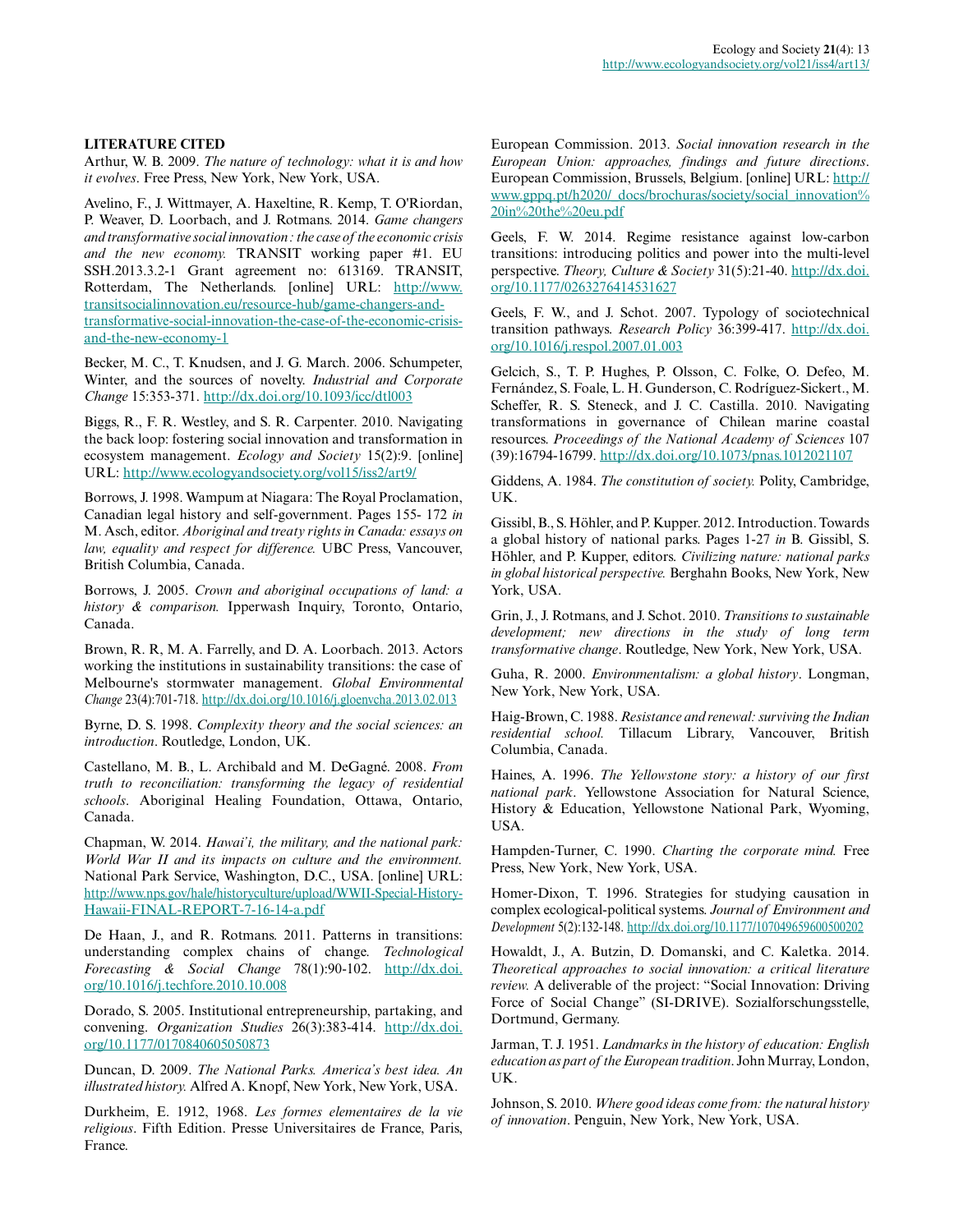**LITERATURE CITED**

Arthur, W. B. 2009. *The nature of technology: what it is and how it evolves*. Free Press, New York, New York, USA.

Avelino, F., J. Wittmayer, A. Haxeltine, R. Kemp, T. O'Riordan, P. Weaver, D. Loorbach, and J. Rotmans. 2014. *Game changers and transformative social innovation : the case of the economic crisis and the new economy.* TRANSIT working paper #1. EU SSH.2013.3.2-1 Grant agreement no: 613169. TRANSIT, Rotterdam, The Netherlands. [online] URL: http://www.transitsocialinnovation.eu/resource-hub/game-changers-and-transformative-social-innovation-the-case-of-the-economic-crisis-and-the-new-economy-1

Becker, M. C., T. Knudsen, and J. G. March. 2006. Schumpeter, Winter, and the sources of novelty. *Industrial and Corporate Change* 15:353-371. http://dx.doi.org/10.1093/icc/dtl003

Biggs, R., F. R. Westley, and S. R. Carpenter. 2010. Navigating the back loop: fostering social innovation and transformation in ecosystem management. *Ecology and Society* 15(2):9. [online] URL: http://www.ecologyandsociety.org/vol15/iss2/art9/

Borrows, J. 1998. Wampum at Niagara: The Royal Proclamation, Canadian legal history and self-government. Pages 155- 172 *in* M. Asch, editor. *Aboriginal and treaty rights in Canada: essays on law, equality and respect for difference.* UBC Press, Vancouver, British Columbia, Canada.

Borrows, J. 2005. *Crown and aboriginal occupations of land: a history & comparison.* Ipperwash Inquiry, Toronto, Ontario, Canada.

Brown, R. R, M. A. Farrelly, and D. A. Loorbach. 2013. Actors working the institutions in sustainability transitions: the case of Melbourne's stormwater management. *Global Environmental Change* 23(4):701-718. http://dx.doi.org/10.1016/j.gloenvcha.2013.02.013

Byrne, D. S. 1998. *Complexity theory and the social sciences: an introduction*. Routledge, London, UK.

Castellano, M. B., L. Archibald and M. DeGagné. 2008. *From truth to reconciliation: transforming the legacy of residential schools*. Aboriginal Healing Foundation, Ottawa, Ontario, Canada.

Chapman, W. 2014. *Hawai'i, the military, and the national park: World War II and its impacts on culture and the environment.* National Park Service, Washington, D.C., USA. [online] URL: http://www.nps.gov/hale/historyculture/upload/WWII-Special-History-Hawaii-FINAL-REPORT-7-16-14-a.pdf

De Haan, J., and R. Rotmans. 2011. Patterns in transitions: understanding complex chains of change. *Technological Forecasting & Social Change* 78(1):90-102. http://dx.doi.org/10.1016/j.techfore.2010.10.008

Dorado, S. 2005. Institutional entrepreneurship, partaking, and convening. *Organization Studies* 26(3):383-414. http://dx.doi.org/10.1177/0170840605050873

Duncan, D. 2009. *The National Parks. America's best idea. An illustrated history.* Alfred A. Knopf, New York, New York, USA.

Durkheim, E. 1912, 1968. *Les formes elementaires de la vie religious*. Fifth Edition. Presse Universitaires de France, Paris, France.

European Commission. 2013. *Social innovation research in the European Union: approaches, findings and future directions*. European Commission, Brussels, Belgium. [online] URL: http://www.gppq.pt/h2020/_docs/brochuras/society/social_innovation%20in%20the%20eu.pdf

Geels, F. W. 2014. Regime resistance against low-carbon transitions: introducing politics and power into the multi-level perspective. *Theory, Culture & Society* 31(5):21-40. http://dx.doi.org/10.1177/0263276414531627

Geels, F. W., and J. Schot. 2007. Typology of sociotechnical transition pathways. *Research Policy* 36:399-417. http://dx.doi.org/10.1016/j.respol.2007.01.003

Gelcich, S., T. P. Hughes, P. Olsson, C. Folke, O. Defeo, M. Fernández, S. Foale, L. H. Gunderson, C. Rodríguez-Sickert., M. Scheffer, R. S. Steneck, and J. C. Castilla. 2010. Navigating transformations in governance of Chilean marine coastal resources. *Proceedings of the National Academy of Sciences* 107 (39):16794-16799. http://dx.doi.org/10.1073/pnas.1012021107

Giddens, A. 1984. *The constitution of society.* Polity, Cambridge, UK.

Gissibl, B., S. Höhler, and P. Kupper. 2012. Introduction. Towards a global history of national parks. Pages 1-27 *in* B. Gissibl, S. Höhler, and P. Kupper, editors. *Civilizing nature: national parks in global historical perspective.* Berghahn Books, New York, New York, USA.

Grin, J., J. Rotmans, and J. Schot. 2010. *Transitions to sustainable development; new directions in the study of long term transformative change*. Routledge, New York, New York, USA.

Guha, R. 2000. *Environmentalism: a global history*. Longman, New York, New York, USA.

Haig-Brown, C. 1988. *Resistance and renewal: surviving the Indian residential school.* Tillacum Library, Vancouver, British Columbia, Canada.

Haines, A. 1996. *The Yellowstone story: a history of our first national park*. Yellowstone Association for Natural Science, History & Education, Yellowstone National Park, Wyoming, USA.

Hampden-Turner, C. 1990. *Charting the corporate mind.* Free Press, New York, New York, USA.

Homer-Dixon, T. 1996. Strategies for studying causation in complex ecological-political systems. *Journal of Environment and Development* 5(2):132-148. http://dx.doi.org/10.1177/107049659600500202

Howaldt, J., A. Butzin, D. Domanski, and C. Kaletka. 2014. *Theoretical approaches to social innovation: a critical literature review.* A deliverable of the project: "Social Innovation: Driving Force of Social Change" (SI-DRIVE). Sozialforschungsstelle, Dortmund, Germany.

Jarman, T. J. 1951. *Landmarks in the history of education: English education as part of the European tradition*. John Murray, London, UK.

Johnson, S. 2010. *Where good ideas come from: the natural history of innovation*. Penguin, New York, New York, USA.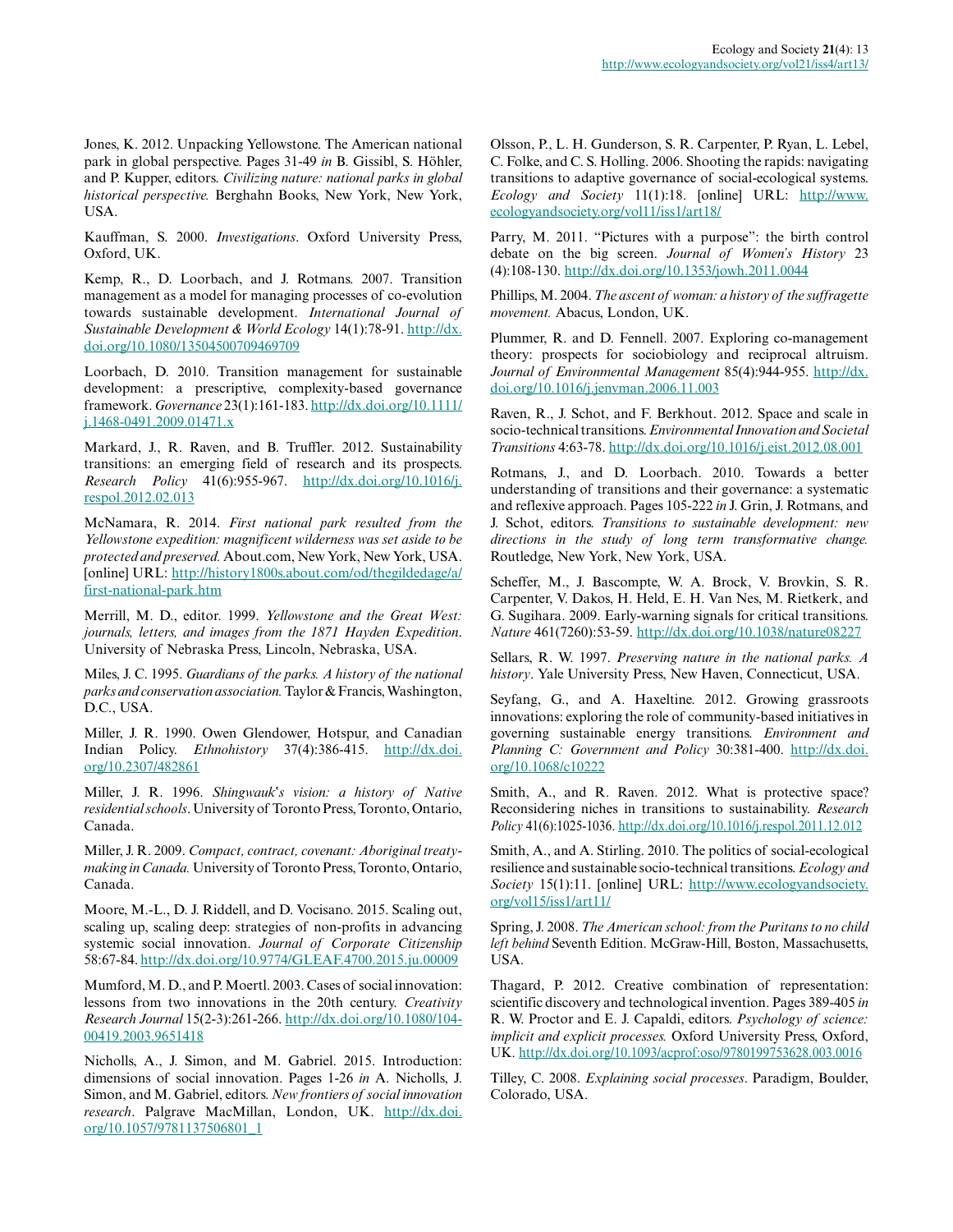Jones, K. 2012. Unpacking Yellowstone. The American national park in global perspective. Pages 31-49 *in* B. Gissibl, S. Höhler, and P. Kupper, editors. *Civilizing nature: national parks in global historical perspective.* Berghahn Books, New York, New York, USA.

Kauffman, S. 2000. *Investigations*. Oxford University Press, Oxford, UK.

Kemp, R., D. Loorbach, and J. Rotmans. 2007. Transition management as a model for managing processes of co-evolution towards sustainable development. *International Journal of Sustainable Development & World Ecology* 14(1):78-91. http://dx.doi.org/10.1080/13504500709469709

Loorbach, D. 2010. Transition management for sustainable development: a prescriptive, complexity-based governance framework. *Governance* 23(1):161-183. http://dx.doi.org/10.1111/j.1468-0491.2009.01471.x

Markard, J., R. Raven, and B. Truffler. 2012. Sustainability transitions: an emerging field of research and its prospects. *Research Policy* 41(6):955-967. http://dx.doi.org/10.1016/j.respol.2012.02.013

McNamara, R. 2014. *First national park resulted from the Yellowstone expedition: magnificent wilderness was set aside to be protected and preserved.* About.com, New York, New York, USA. [online] URL: http://history1800s.about.com/od/thegildedage/a/first-national-park.htm

Merrill, M. D., editor. 1999. *Yellowstone and the Great West: journals, letters, and images from the 1871 Hayden Expedition*. University of Nebraska Press, Lincoln, Nebraska, USA.

Miles, J. C. 1995. *Guardians of the parks. A history of the national parks and conservation association.* Taylor & Francis, Washington, D.C., USA.

Miller, J. R. 1990. Owen Glendower, Hotspur, and Canadian Indian Policy. *Ethnohistory* 37(4):386-415. http://dx.doi.org/10.2307/482861

Miller, J. R. 1996. *Shingwauk's vision: a history of Native residential schools*. University of Toronto Press, Toronto, Ontario, Canada.

Miller, J. R. 2009. *Compact, contract, covenant: Aboriginal treaty-making in Canada.* University of Toronto Press, Toronto, Ontario, Canada.

Moore, M.-L., D. J. Riddell, and D. Vocisano. 2015. Scaling out, scaling up, scaling deep: strategies of non-profits in advancing systemic social innovation. *Journal of Corporate Citizenship* 58:67-84. http://dx.doi.org/10.9774/GLEAF.4700.2015.ju.00009

Mumford, M. D., and P. Moertl. 2003. Cases of social innovation: lessons from two innovations in the 20th century. *Creativity Research Journal* 15(2-3):261-266. http://dx.doi.org/10.1080/10400419.2003.9651418

Nicholls, A., J. Simon, and M. Gabriel. 2015. Introduction: dimensions of social innovation. Pages 1-26 *in* A. Nicholls, J. Simon, and M. Gabriel, editors. *New frontiers of social innovation research*. Palgrave MacMillan, London, UK. http://dx.doi.org/10.1057/9781137506801_1

Olsson, P., L. H. Gunderson, S. R. Carpenter, P. Ryan, L. Lebel, C. Folke, and C. S. Holling. 2006. Shooting the rapids: navigating transitions to adaptive governance of social-ecological systems. *Ecology and Society* 11(1):18. [online] URL: http://www.ecologyandsociety.org/vol11/iss1/art18/

Parry, M. 2011. "Pictures with a purpose": the birth control debate on the big screen. *Journal of Women's History* 23 (4):108-130. http://dx.doi.org/10.1353/jowh.2011.0044

Phillips, M. 2004. *The ascent of woman: a history of the suffragette movement.* Abacus, London, UK.

Plummer, R. and D. Fennell. 2007. Exploring co-management theory: prospects for sociobiology and reciprocal altruism. *Journal of Environmental Management* 85(4):944-955. http://dx.doi.org/10.1016/j.jenvman.2006.11.003

Raven, R., J. Schot, and F. Berkhout. 2012. Space and scale in socio-technical transitions. *Environmental Innovation and Societal Transitions* 4:63-78. http://dx.doi.org/10.1016/j.eist.2012.08.001

Rotmans, J., and D. Loorbach. 2010. Towards a better understanding of transitions and their governance: a systematic and reflexive approach. Pages 105-222 *in* J. Grin, J. Rotmans, and J. Schot, editors. *Transitions to sustainable development: new directions in the study of long term transformative change.* Routledge, New York, New York, USA.

Scheffer, M., J. Bascompte, W. A. Brock, V. Brovkin, S. R. Carpenter, V. Dakos, H. Held, E. H. Van Nes, M. Rietkerk, and G. Sugihara. 2009. Early-warning signals for critical transitions. *Nature* 461(7260):53-59. http://dx.doi.org/10.1038/nature08227

Sellars, R. W. 1997. *Preserving nature in the national parks. A history*. Yale University Press, New Haven, Connecticut, USA.

Seyfang, G., and A. Haxeltine. 2012. Growing grassroots innovations: exploring the role of community-based initiatives in governing sustainable energy transitions. *Environment and Planning C: Government and Policy* 30:381-400. http://dx.doi.org/10.1068/c10222

Smith, A., and R. Raven. 2012. What is protective space? Reconsidering niches in transitions to sustainability. *Research Policy* 41(6):1025-1036. http://dx.doi.org/10.1016/j.respol.2011.12.012

Smith, A., and A. Stirling. 2010. The politics of social-ecological resilience and sustainable socio-technical transitions. *Ecology and Society* 15(1):11. [online] URL: http://www.ecologyandsociety.org/vol15/iss1/art11/

Spring, J. 2008. *The American school: from the Puritans to no child left behind* Seventh Edition. McGraw-Hill, Boston, Massachusetts, USA.

Thagard, P. 2012. Creative combination of representation: scientific discovery and technological invention. Pages 389-405 *in* R. W. Proctor and E. J. Capaldi, editors. *Psychology of science: implicit and explicit processes.* Oxford University Press, Oxford, UK. http://dx.doi.org/10.1093/acprof:oso/9780199753628.003.0016

Tilley, C. 2008. *Explaining social processes*. Paradigm, Boulder, Colorado, USA.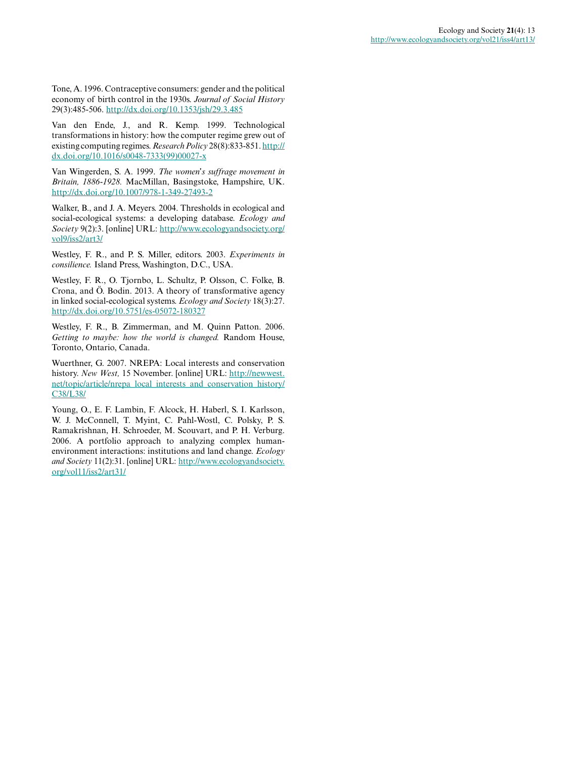Tone, A. 1996. Contraceptive consumers: gender and the political economy of birth control in the 1930s. *Journal of Social History* 29(3):485-506. http://dx.doi.org/10.1353/jsh/29.3.485

Van den Ende, J., and R. Kemp. 1999. Technological transformations in history: how the computer regime grew out of existing computing regimes. *Research Policy* 28(8):833-851. http://dx.doi.org/10.1016/s0048-7333(99)00027-x

Van Wingerden, S. A. 1999. *The women's suffrage movement in Britain, 1886-1928.* MacMillan, Basingstoke, Hampshire, UK. http://dx.doi.org/10.1007/978-1-349-27493-2

Walker, B., and J. A. Meyers. 2004. Thresholds in ecological and social-ecological systems: a developing database. *Ecology and Society* 9(2):3. [online] URL: http://www.ecologyandsociety.org/vol9/iss2/art3/

Westley, F. R., and P. S. Miller, editors. 2003. *Experiments in consilience.* Island Press, Washington, D.C., USA.

Westley, F. R., O. Tjornbo, L. Schultz, P. Olsson, C. Folke, B. Crona, and Ö. Bodin. 2013. A theory of transformative agency in linked social-ecological systems. *Ecology and Society* 18(3):27. http://dx.doi.org/10.5751/es-05072-180327

Westley, F. R., B. Zimmerman, and M. Quinn Patton. 2006. *Getting to maybe: how the world is changed.* Random House, Toronto, Ontario, Canada.

Wuerthner, G. 2007. NREPA: Local interests and conservation history. *New West,* 15 November. [online] URL: http://newwest.net/topic/article/nrepa_local_interests_and_conservation_history/C38/L38/

Young, O., E. F. Lambin, F. Alcock, H. Haberl, S. I. Karlsson, W. J. McConnell, T. Myint, C. Pahl-Wostl, C. Polsky, P. S. Ramakrishnan, H. Schroeder, M. Scouvart, and P. H. Verburg. 2006. A portfolio approach to analyzing complex human-environment interactions: institutions and land change. *Ecology and Society* 11(2):31. [online] URL: http://www.ecologyandsociety.org/vol11/iss2/art31/